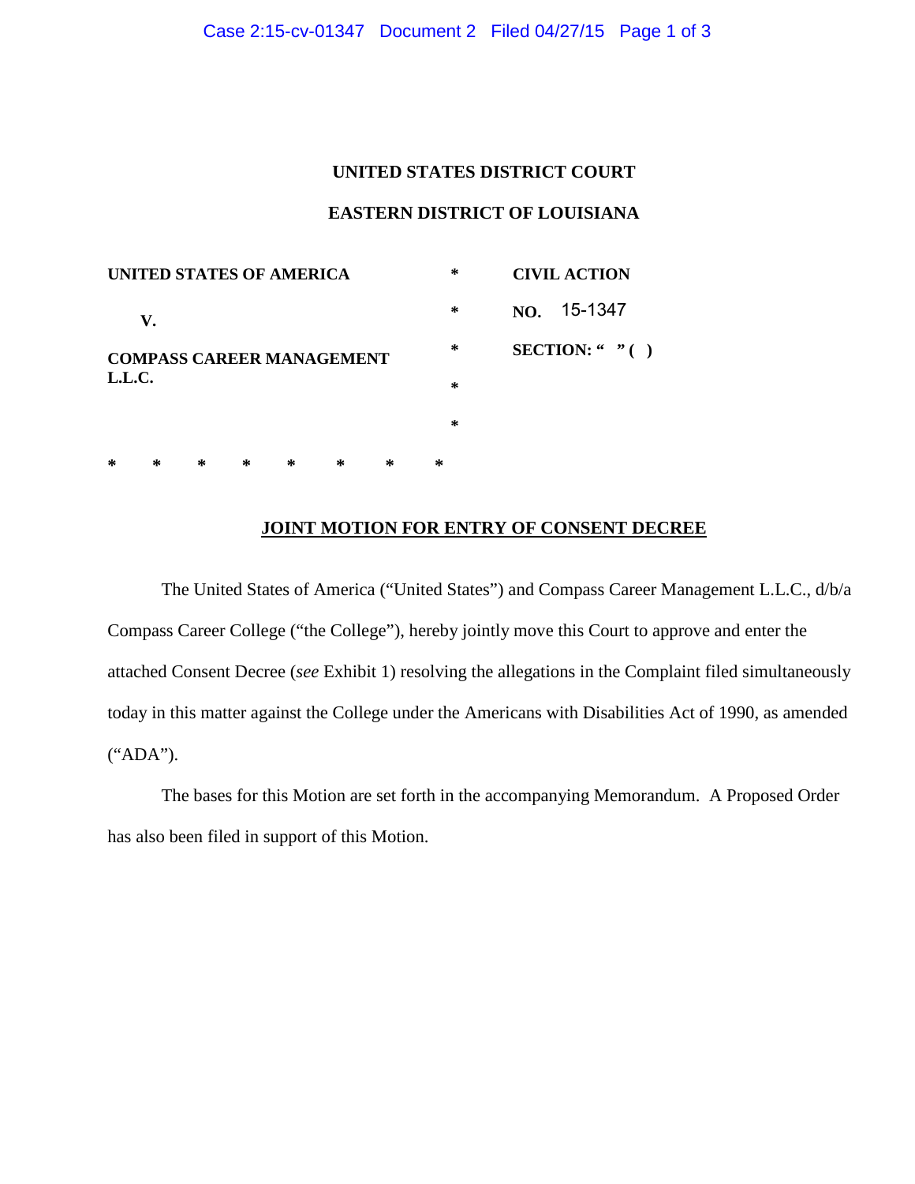**UNITED STATES DISTRICT COURT**

**EASTERN DISTRICT OF LOUISIANA**

| | | |
|---|---|---|
| **UNITED STATES OF AMERICA** | * | **CIVIL ACTION** |
| **V.** | * | **NO.** 15-1347 |
| **COMPASS CAREER MANAGEMENT L.L.C.** | * | **SECTION: " " ( )** |
| | * | |
| | * | |

* * * * * * * *

**JOINT MOTION FOR ENTRY OF CONSENT DECREE**

The United States of America ("United States") and Compass Career Management L.L.C., d/b/a Compass Career College ("the College"), hereby jointly move this Court to approve and enter the attached Consent Decree (*see* Exhibit 1) resolving the allegations in the Complaint filed simultaneously today in this matter against the College under the Americans with Disabilities Act of 1990, as amended ("ADA").

The bases for this Motion are set forth in the accompanying Memorandum. A Proposed Order has also been filed in support of this Motion.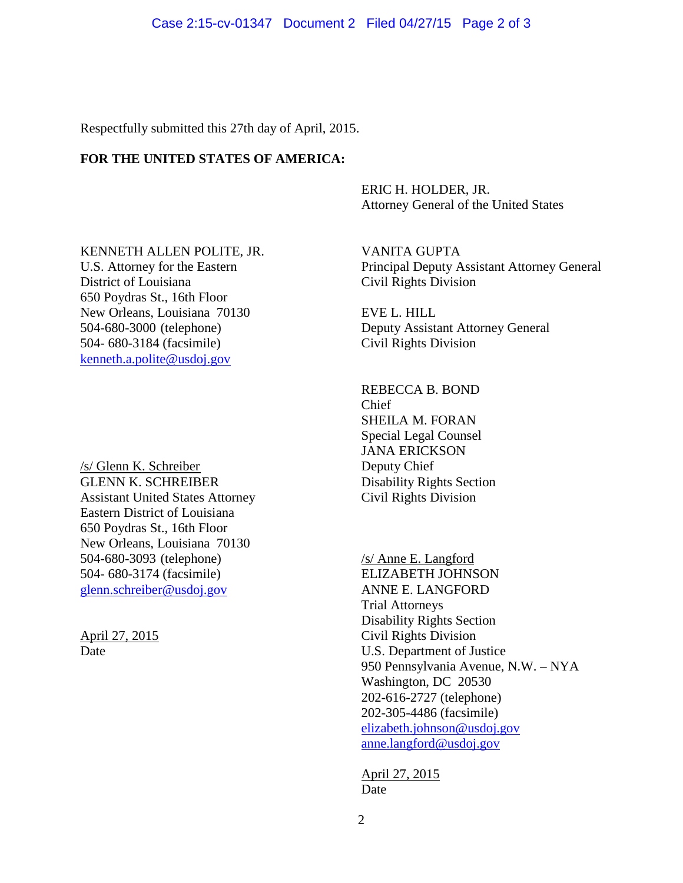Respectfully submitted this 27th day of April, 2015.

**FOR THE UNITED STATES OF AMERICA:**

ERIC H. HOLDER, JR.
Attorney General of the United States

KENNETH ALLEN POLITE, JR.
U.S. Attorney for the Eastern District of Louisiana
650 Poydras St., 16th Floor
New Orleans, Louisiana 70130
504-680-3000 (telephone)
504- 680-3184 (facsimile)
kenneth.a.polite@usdoj.gov

/s/ Glenn K. Schreiber
GLENN K. SCHREIBER
Assistant United States Attorney
Eastern District of Louisiana
650 Poydras St., 16th Floor
New Orleans, Louisiana 70130
504-680-3093 (telephone)
504- 680-3174 (facsimile)
glenn.schreiber@usdoj.gov

April 27, 2015
Date

VANITA GUPTA
Principal Deputy Assistant Attorney General
Civil Rights Division

EVE L. HILL
Deputy Assistant Attorney General
Civil Rights Division

REBECCA B. BOND
Chief
SHEILA M. FORAN
Special Legal Counsel
JANA ERICKSON
Deputy Chief
Disability Rights Section
Civil Rights Division

/s/ Anne E. Langford
ELIZABETH JOHNSON
ANNE E. LANGFORD
Trial Attorneys
Disability Rights Section
Civil Rights Division
U.S. Department of Justice
950 Pennsylvania Avenue, N.W. – NYA
Washington, DC 20530
202-616-2727 (telephone)
202-305-4486 (facsimile)
elizabeth.johnson@usdoj.gov
anne.langford@usdoj.gov

April 27, 2015
Date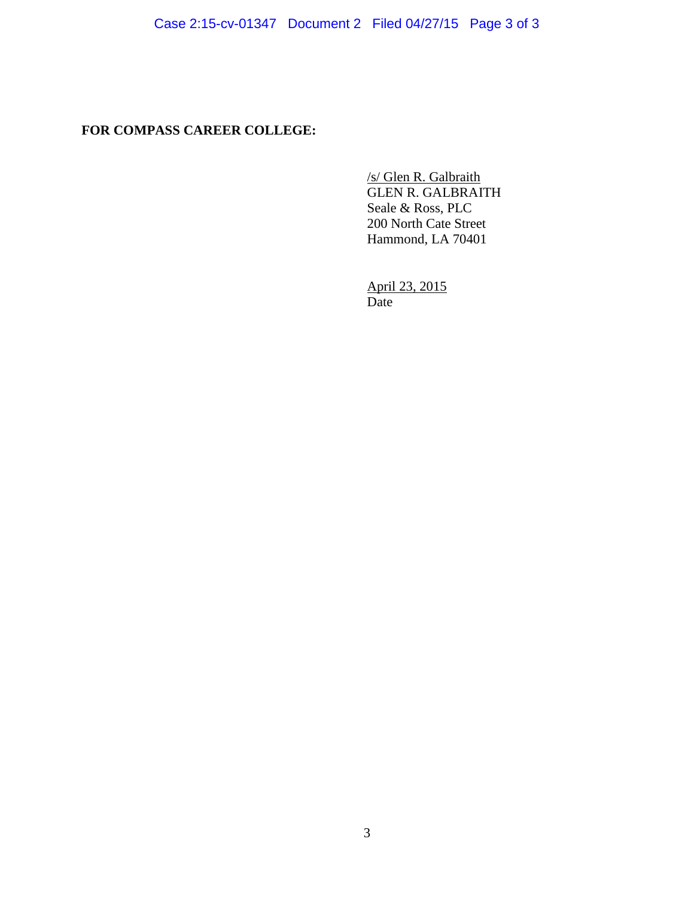**FOR COMPASS CAREER COLLEGE:**

/s/ Glen R. Galbraith
GLEN R. GALBRAITH
Seale & Ross, PLC
200 North Cate Street
Hammond, LA 70401

April 23, 2015
Date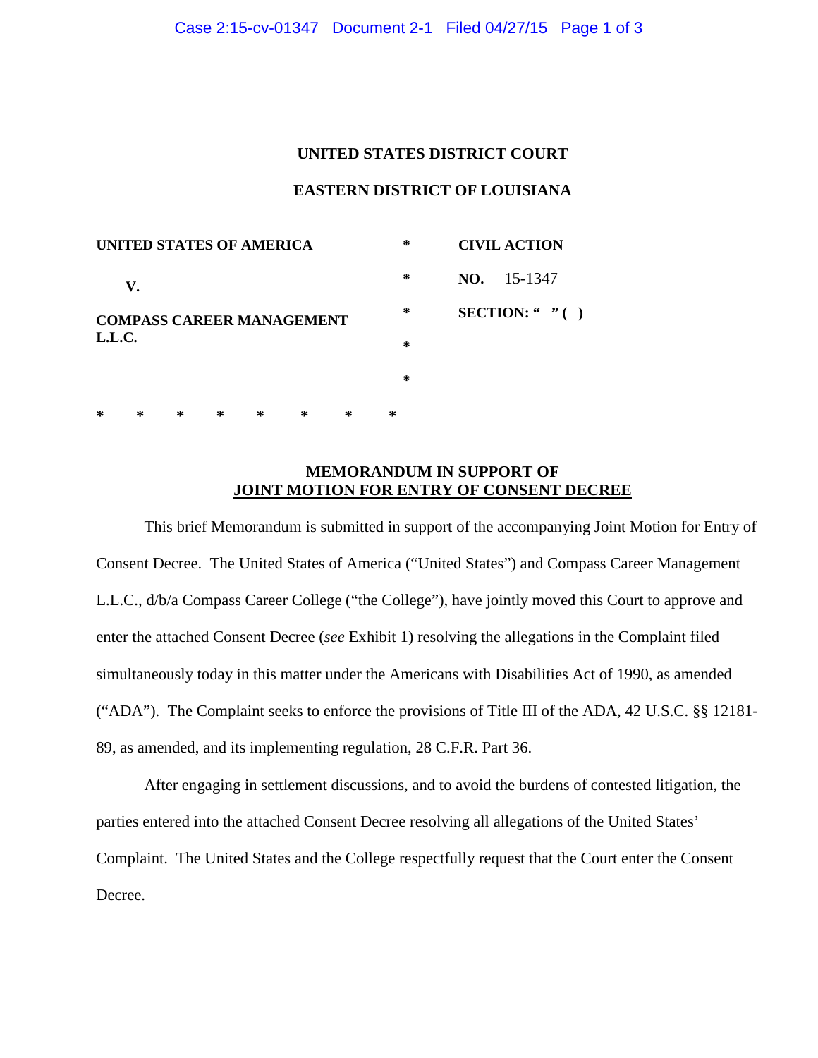**UNITED STATES DISTRICT COURT**

**EASTERN DISTRICT OF LOUISIANA**

| | | |
|---|---|---|
| **UNITED STATES OF AMERICA** | * | **CIVIL ACTION** |
| **V.** | * | **NO.** 15-1347 |
| **COMPASS CAREER MANAGEMENT L.L.C.** | * | **SECTION: " " ( )** |
| | * | |
| | * | |

\* \* \* \* \* \* \* \*

**MEMORANDUM IN SUPPORT OF**
**<u>JOINT MOTION FOR ENTRY OF CONSENT DECREE</u>**

This brief Memorandum is submitted in support of the accompanying Joint Motion for Entry of Consent Decree. The United States of America ("United States") and Compass Career Management L.L.C., d/b/a Compass Career College ("the College"), have jointly moved this Court to approve and enter the attached Consent Decree (*see* Exhibit 1) resolving the allegations in the Complaint filed simultaneously today in this matter under the Americans with Disabilities Act of 1990, as amended ("ADA"). The Complaint seeks to enforce the provisions of Title III of the ADA, 42 U.S.C. §§ 12181-89, as amended, and its implementing regulation, 28 C.F.R. Part 36.

After engaging in settlement discussions, and to avoid the burdens of contested litigation, the parties entered into the attached Consent Decree resolving all allegations of the United States' Complaint. The United States and the College respectfully request that the Court enter the Consent Decree.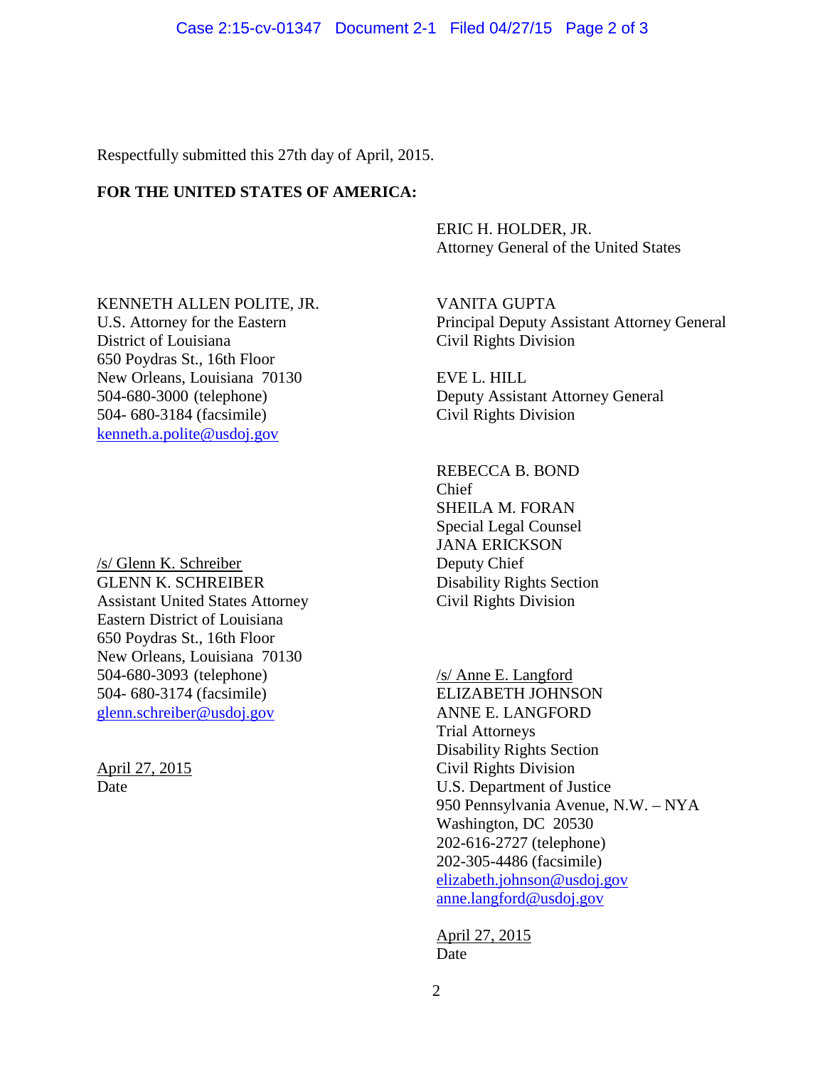Respectfully submitted this 27th day of April, 2015.

**FOR THE UNITED STATES OF AMERICA:**

ERIC H. HOLDER, JR.
Attorney General of the United States

KENNETH ALLEN POLITE, JR.
U.S. Attorney for the Eastern
District of Louisiana
650 Poydras St., 16th Floor
New Orleans, Louisiana 70130
504-680-3000 (telephone)
504- 680-3184 (facsimile)
kenneth.a.polite@usdoj.gov

/s/ Glenn K. Schreiber
GLENN K. SCHREIBER
Assistant United States Attorney
Eastern District of Louisiana
650 Poydras St., 16th Floor
New Orleans, Louisiana 70130
504-680-3093 (telephone)
504- 680-3174 (facsimile)
glenn.schreiber@usdoj.gov

April 27, 2015
Date

VANITA GUPTA
Principal Deputy Assistant Attorney General
Civil Rights Division

EVE L. HILL
Deputy Assistant Attorney General
Civil Rights Division

REBECCA B. BOND
Chief
SHEILA M. FORAN
Special Legal Counsel
JANA ERICKSON
Deputy Chief
Disability Rights Section
Civil Rights Division

/s/ Anne E. Langford
ELIZABETH JOHNSON
ANNE E. LANGFORD
Trial Attorneys
Disability Rights Section
Civil Rights Division
U.S. Department of Justice
950 Pennsylvania Avenue, N.W. – NYA
Washington, DC 20530
202-616-2727 (telephone)
202-305-4486 (facsimile)
elizabeth.johnson@usdoj.gov
anne.langford@usdoj.gov

April 27, 2015
Date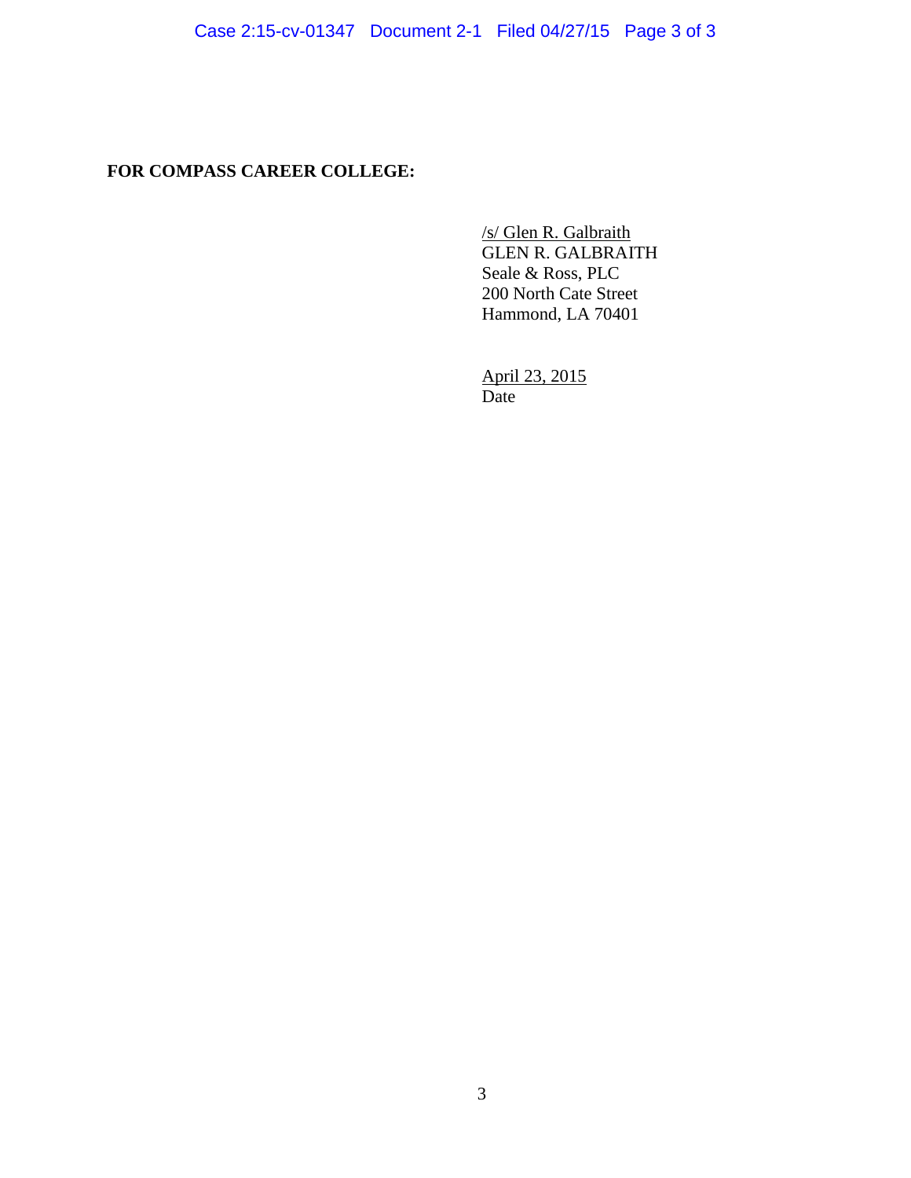**FOR COMPASS CAREER COLLEGE:**

/s/ Glen R. Galbraith
GLEN R. GALBRAITH
Seale & Ross, PLC
200 North Cate Street
Hammond, LA 70401

April 23, 2015
Date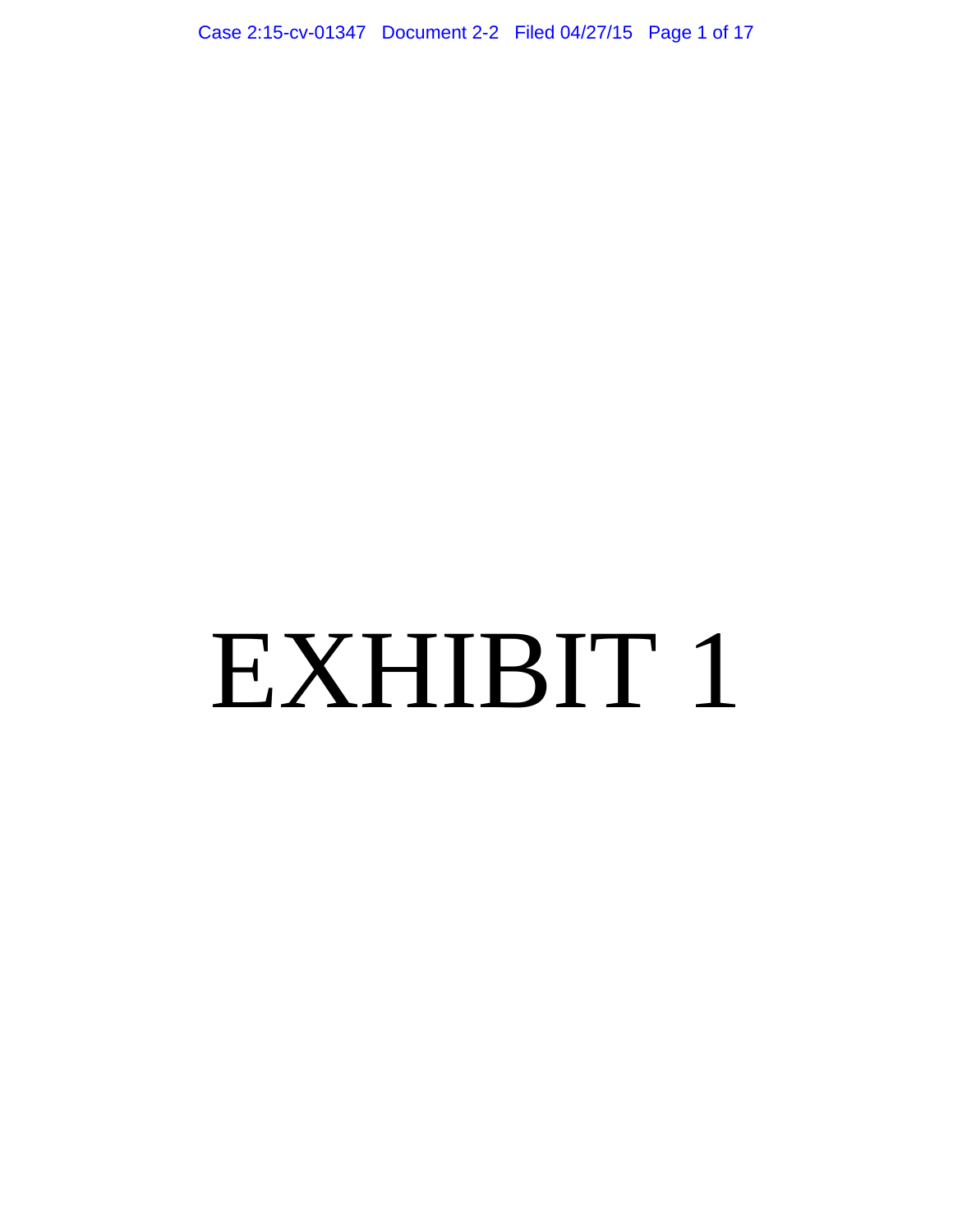# EXHIBIT 1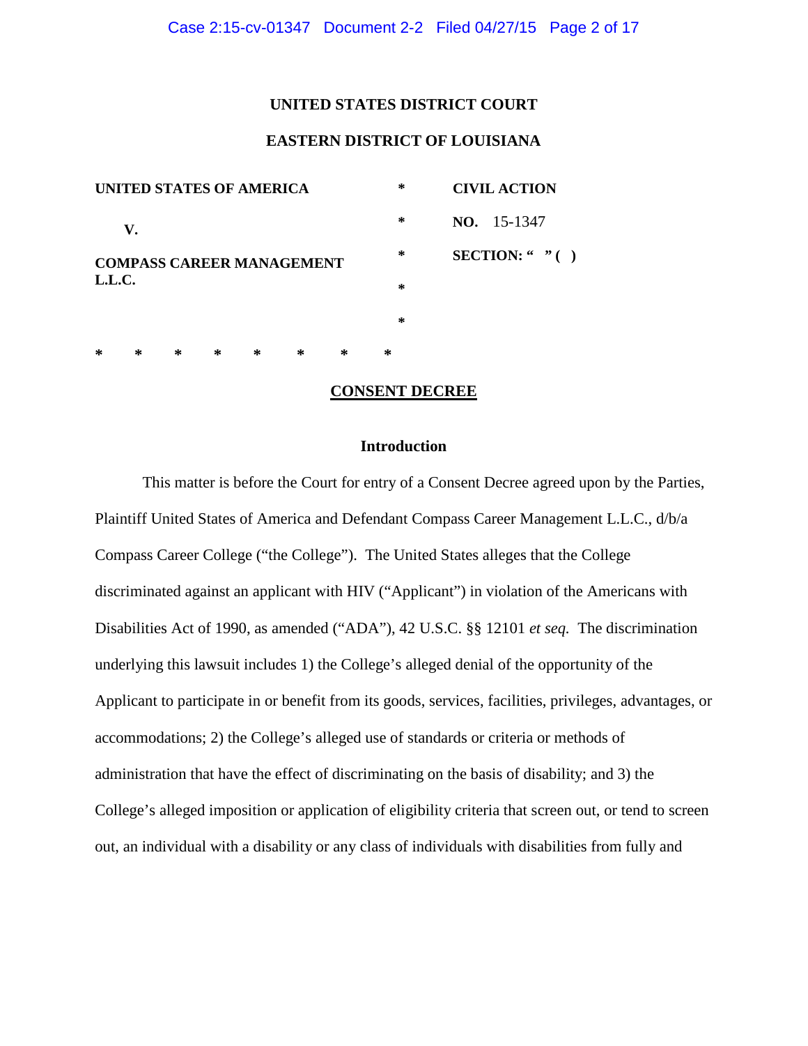**UNITED STATES DISTRICT COURT**

**EASTERN DISTRICT OF LOUISIANA**

| | | |
|---|---|---|
| **UNITED STATES OF AMERICA** | * | **CIVIL ACTION** |
| **V.** | * | **NO.** 15-1347 |
| **COMPASS CAREER MANAGEMENT L.L.C.** | * | **SECTION: " " ( )** |
| | * | |
| | * | |

\* \* \* \* \* \* \* \*

## CONSENT DECREE

### Introduction

This matter is before the Court for entry of a Consent Decree agreed upon by the Parties, Plaintiff United States of America and Defendant Compass Career Management L.L.C., d/b/a Compass Career College ("the College"). The United States alleges that the College discriminated against an applicant with HIV ("Applicant") in violation of the Americans with Disabilities Act of 1990, as amended ("ADA"), 42 U.S.C. §§ 12101 *et seq.* The discrimination underlying this lawsuit includes 1) the College's alleged denial of the opportunity of the Applicant to participate in or benefit from its goods, services, facilities, privileges, advantages, or accommodations; 2) the College's alleged use of standards or criteria or methods of administration that have the effect of discriminating on the basis of disability; and 3) the College's alleged imposition or application of eligibility criteria that screen out, or tend to screen out, an individual with a disability or any class of individuals with disabilities from fully and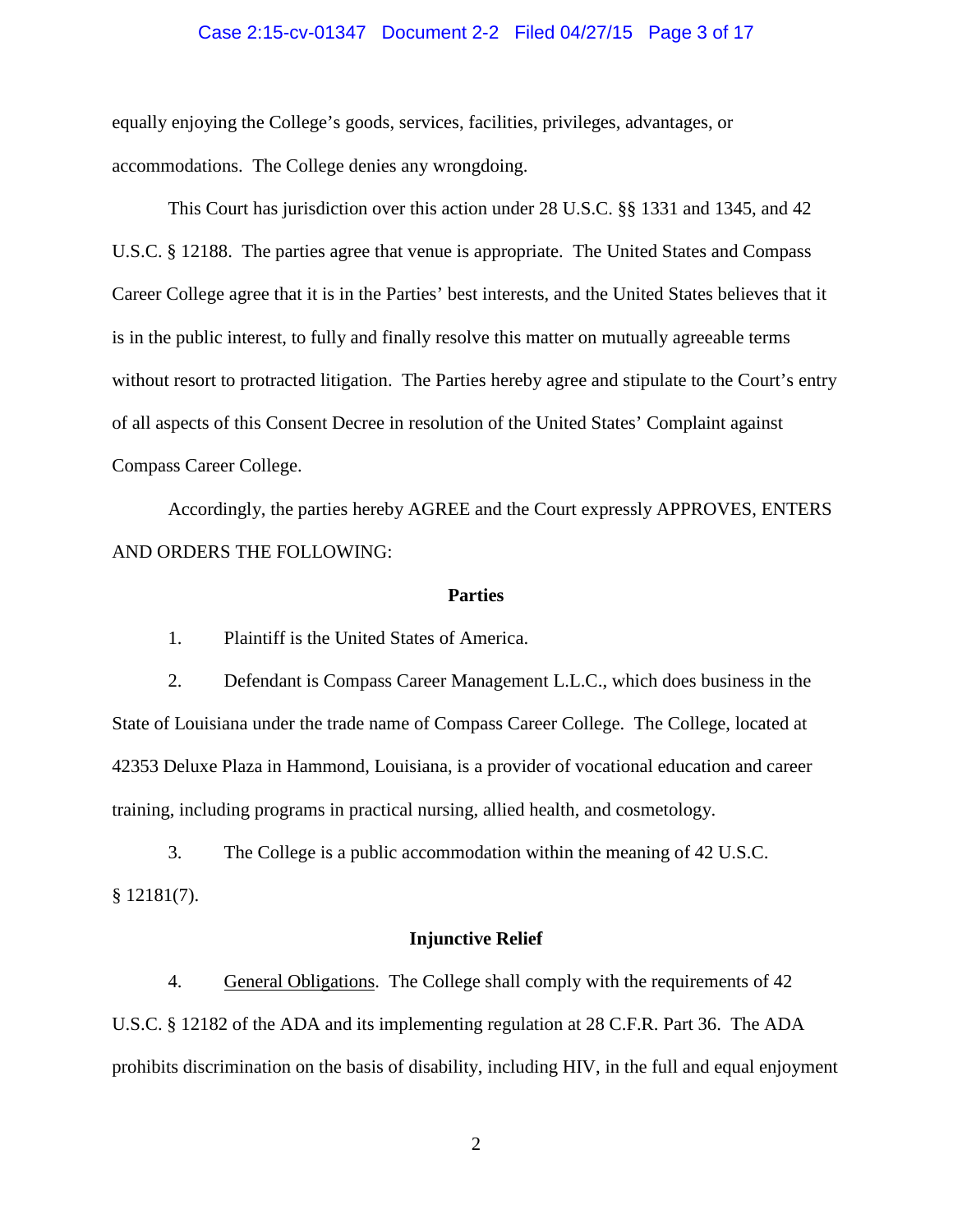equally enjoying the College's goods, services, facilities, privileges, advantages, or accommodations. The College denies any wrongdoing.

This Court has jurisdiction over this action under 28 U.S.C. §§ 1331 and 1345, and 42 U.S.C. § 12188. The parties agree that venue is appropriate. The United States and Compass Career College agree that it is in the Parties' best interests, and the United States believes that it is in the public interest, to fully and finally resolve this matter on mutually agreeable terms without resort to protracted litigation. The Parties hereby agree and stipulate to the Court's entry of all aspects of this Consent Decree in resolution of the United States' Complaint against Compass Career College.

Accordingly, the parties hereby AGREE and the Court expressly APPROVES, ENTERS AND ORDERS THE FOLLOWING:

**Parties**

1. Plaintiff is the United States of America.

2. Defendant is Compass Career Management L.L.C., which does business in the State of Louisiana under the trade name of Compass Career College. The College, located at 42353 Deluxe Plaza in Hammond, Louisiana, is a provider of vocational education and career training, including programs in practical nursing, allied health, and cosmetology.

3. The College is a public accommodation within the meaning of 42 U.S.C. § 12181(7).

**Injunctive Relief**

4. General Obligations. The College shall comply with the requirements of 42 U.S.C. § 12182 of the ADA and its implementing regulation at 28 C.F.R. Part 36. The ADA prohibits discrimination on the basis of disability, including HIV, in the full and equal enjoyment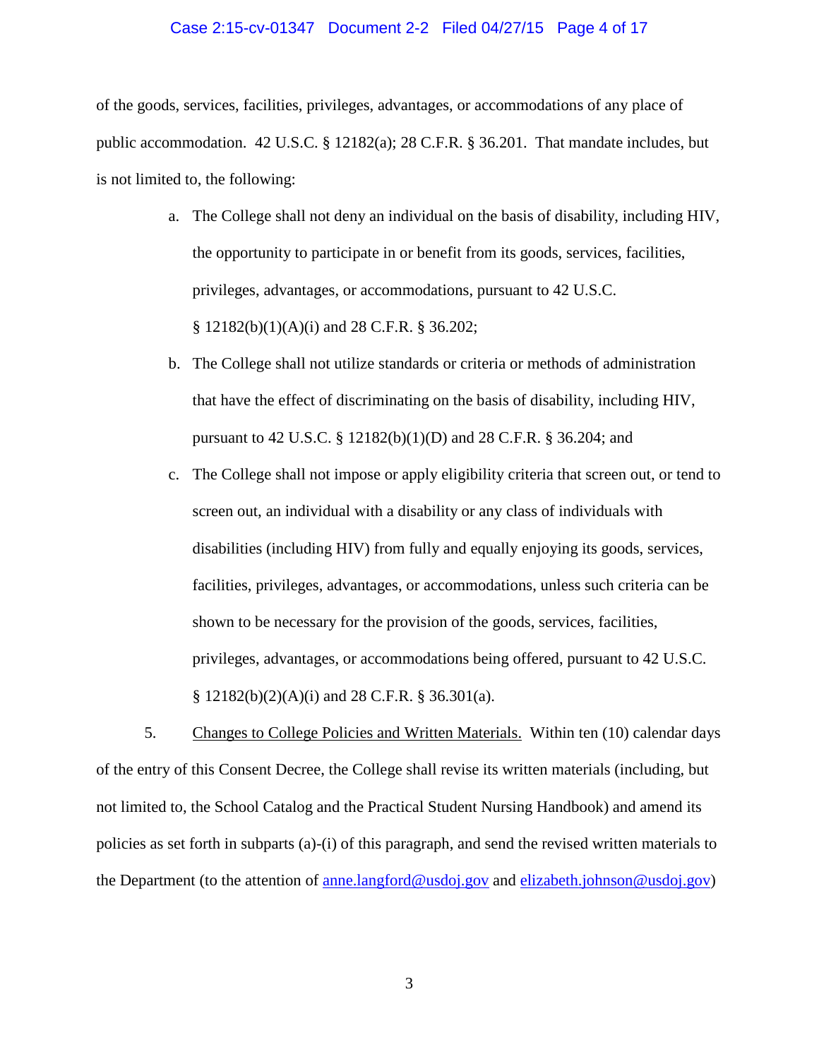of the goods, services, facilities, privileges, advantages, or accommodations of any place of public accommodation. 42 U.S.C. § 12182(a); 28 C.F.R. § 36.201. That mandate includes, but is not limited to, the following:

a. The College shall not deny an individual on the basis of disability, including HIV, the opportunity to participate in or benefit from its goods, services, facilities, privileges, advantages, or accommodations, pursuant to 42 U.S.C. § 12182(b)(1)(A)(i) and 28 C.F.R. § 36.202;

b. The College shall not utilize standards or criteria or methods of administration that have the effect of discriminating on the basis of disability, including HIV, pursuant to 42 U.S.C. § 12182(b)(1)(D) and 28 C.F.R. § 36.204; and

c. The College shall not impose or apply eligibility criteria that screen out, or tend to screen out, an individual with a disability or any class of individuals with disabilities (including HIV) from fully and equally enjoying its goods, services, facilities, privileges, advantages, or accommodations, unless such criteria can be shown to be necessary for the provision of the goods, services, facilities, privileges, advantages, or accommodations being offered, pursuant to 42 U.S.C. § 12182(b)(2)(A)(i) and 28 C.F.R. § 36.301(a).

5. Changes to College Policies and Written Materials. Within ten (10) calendar days of the entry of this Consent Decree, the College shall revise its written materials (including, but not limited to, the School Catalog and the Practical Student Nursing Handbook) and amend its policies as set forth in subparts (a)-(i) of this paragraph, and send the revised written materials to the Department (to the attention of anne.langford@usdoj.gov and elizabeth.johnson@usdoj.gov)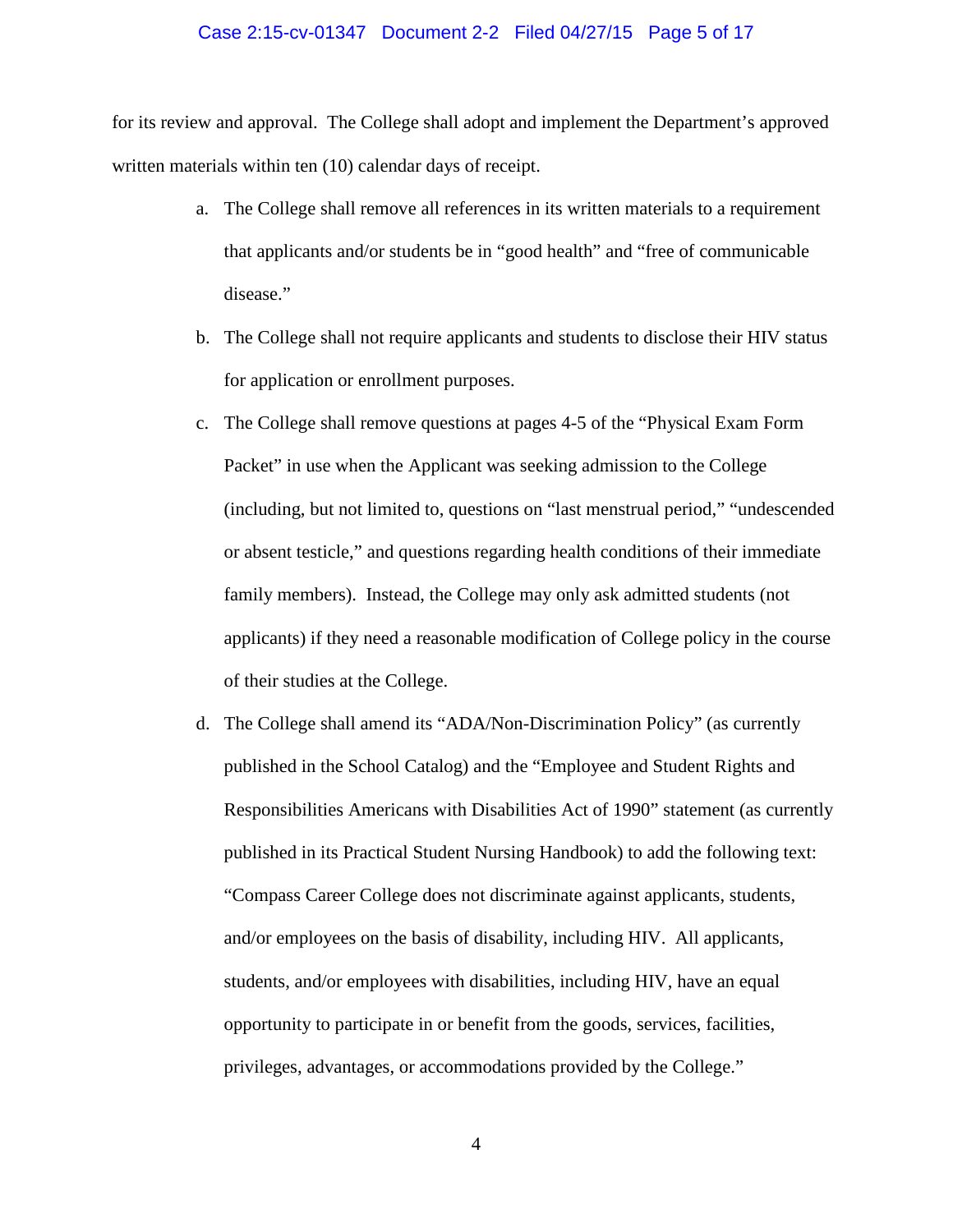for its review and approval. The College shall adopt and implement the Department's approved written materials within ten (10) calendar days of receipt.

a. The College shall remove all references in its written materials to a requirement that applicants and/or students be in "good health" and "free of communicable disease."

b. The College shall not require applicants and students to disclose their HIV status for application or enrollment purposes.

c. The College shall remove questions at pages 4-5 of the "Physical Exam Form Packet" in use when the Applicant was seeking admission to the College (including, but not limited to, questions on "last menstrual period," "undescended or absent testicle," and questions regarding health conditions of their immediate family members). Instead, the College may only ask admitted students (not applicants) if they need a reasonable modification of College policy in the course of their studies at the College.

d. The College shall amend its "ADA/Non-Discrimination Policy" (as currently published in the School Catalog) and the "Employee and Student Rights and Responsibilities Americans with Disabilities Act of 1990" statement (as currently published in its Practical Student Nursing Handbook) to add the following text: "Compass Career College does not discriminate against applicants, students, and/or employees on the basis of disability, including HIV. All applicants, students, and/or employees with disabilities, including HIV, have an equal opportunity to participate in or benefit from the goods, services, facilities, privileges, advantages, or accommodations provided by the College."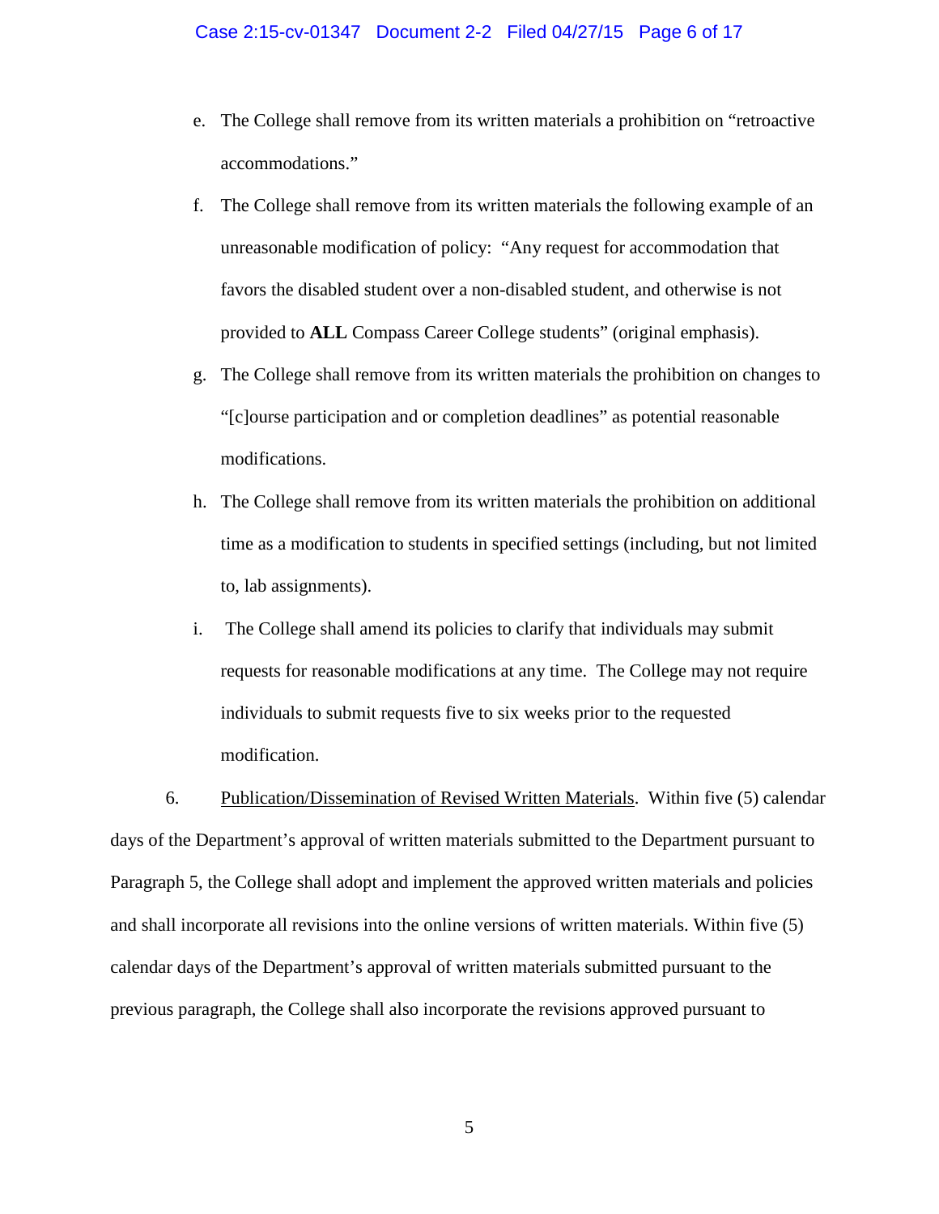e. The College shall remove from its written materials a prohibition on "retroactive accommodations."

f. The College shall remove from its written materials the following example of an unreasonable modification of policy: "Any request for accommodation that favors the disabled student over a non-disabled student, and otherwise is not provided to **ALL** Compass Career College students" (original emphasis).

g. The College shall remove from its written materials the prohibition on changes to "[c]ourse participation and or completion deadlines" as potential reasonable modifications.

h. The College shall remove from its written materials the prohibition on additional time as a modification to students in specified settings (including, but not limited to, lab assignments).

i. The College shall amend its policies to clarify that individuals may submit requests for reasonable modifications at any time. The College may not require individuals to submit requests five to six weeks prior to the requested modification.

6. Publication/Dissemination of Revised Written Materials. Within five (5) calendar days of the Department's approval of written materials submitted to the Department pursuant to Paragraph 5, the College shall adopt and implement the approved written materials and policies and shall incorporate all revisions into the online versions of written materials. Within five (5) calendar days of the Department's approval of written materials submitted pursuant to the previous paragraph, the College shall also incorporate the revisions approved pursuant to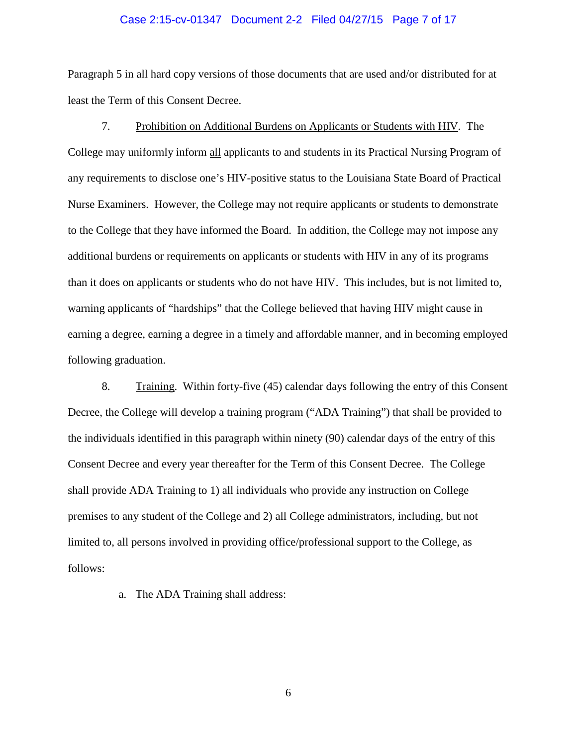Paragraph 5 in all hard copy versions of those documents that are used and/or distributed for at least the Term of this Consent Decree.

7. <u>Prohibition on Additional Burdens on Applicants or Students with HIV</u>. The College may uniformly inform <u>all</u> applicants to and students in its Practical Nursing Program of any requirements to disclose one's HIV-positive status to the Louisiana State Board of Practical Nurse Examiners. However, the College may not require applicants or students to demonstrate to the College that they have informed the Board. In addition, the College may not impose any additional burdens or requirements on applicants or students with HIV in any of its programs than it does on applicants or students who do not have HIV. This includes, but is not limited to, warning applicants of "hardships" that the College believed that having HIV might cause in earning a degree, earning a degree in a timely and affordable manner, and in becoming employed following graduation.

8. <u>Training</u>. Within forty-five (45) calendar days following the entry of this Consent Decree, the College will develop a training program ("ADA Training") that shall be provided to the individuals identified in this paragraph within ninety (90) calendar days of the entry of this Consent Decree and every year thereafter for the Term of this Consent Decree. The College shall provide ADA Training to 1) all individuals who provide any instruction on College premises to any student of the College and 2) all College administrators, including, but not limited to, all persons involved in providing office/professional support to the College, as follows:

a. The ADA Training shall address: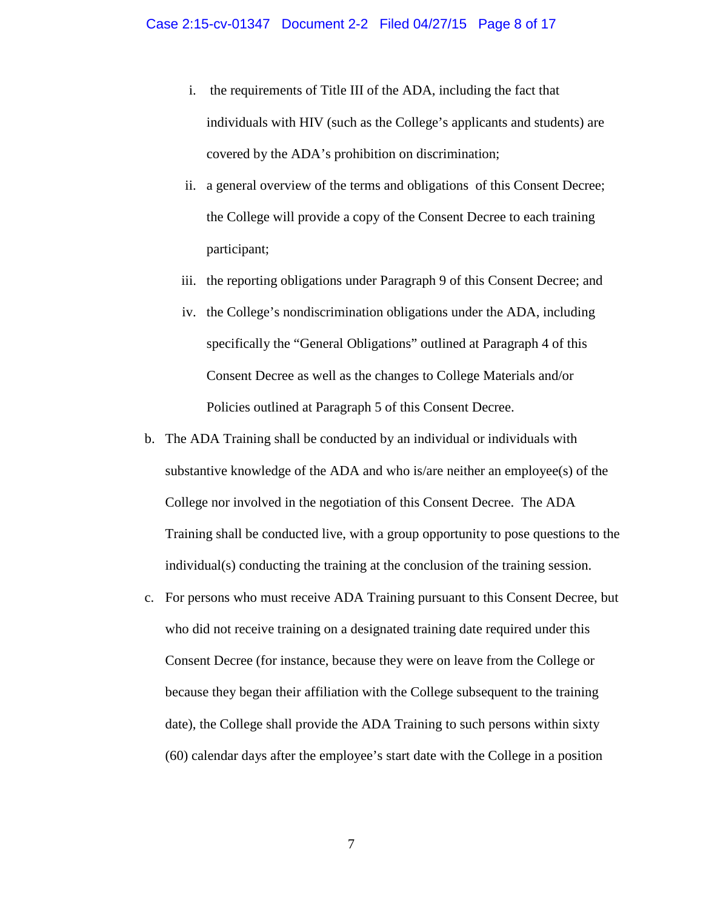i. the requirements of Title III of the ADA, including the fact that individuals with HIV (such as the College's applicants and students) are covered by the ADA's prohibition on discrimination;

ii. a general overview of the terms and obligations of this Consent Decree; the College will provide a copy of the Consent Decree to each training participant;

iii. the reporting obligations under Paragraph 9 of this Consent Decree; and

iv. the College's nondiscrimination obligations under the ADA, including specifically the "General Obligations" outlined at Paragraph 4 of this Consent Decree as well as the changes to College Materials and/or Policies outlined at Paragraph 5 of this Consent Decree.

b. The ADA Training shall be conducted by an individual or individuals with substantive knowledge of the ADA and who is/are neither an employee(s) of the College nor involved in the negotiation of this Consent Decree. The ADA Training shall be conducted live, with a group opportunity to pose questions to the individual(s) conducting the training at the conclusion of the training session.

c. For persons who must receive ADA Training pursuant to this Consent Decree, but who did not receive training on a designated training date required under this Consent Decree (for instance, because they were on leave from the College or because they began their affiliation with the College subsequent to the training date), the College shall provide the ADA Training to such persons within sixty (60) calendar days after the employee's start date with the College in a position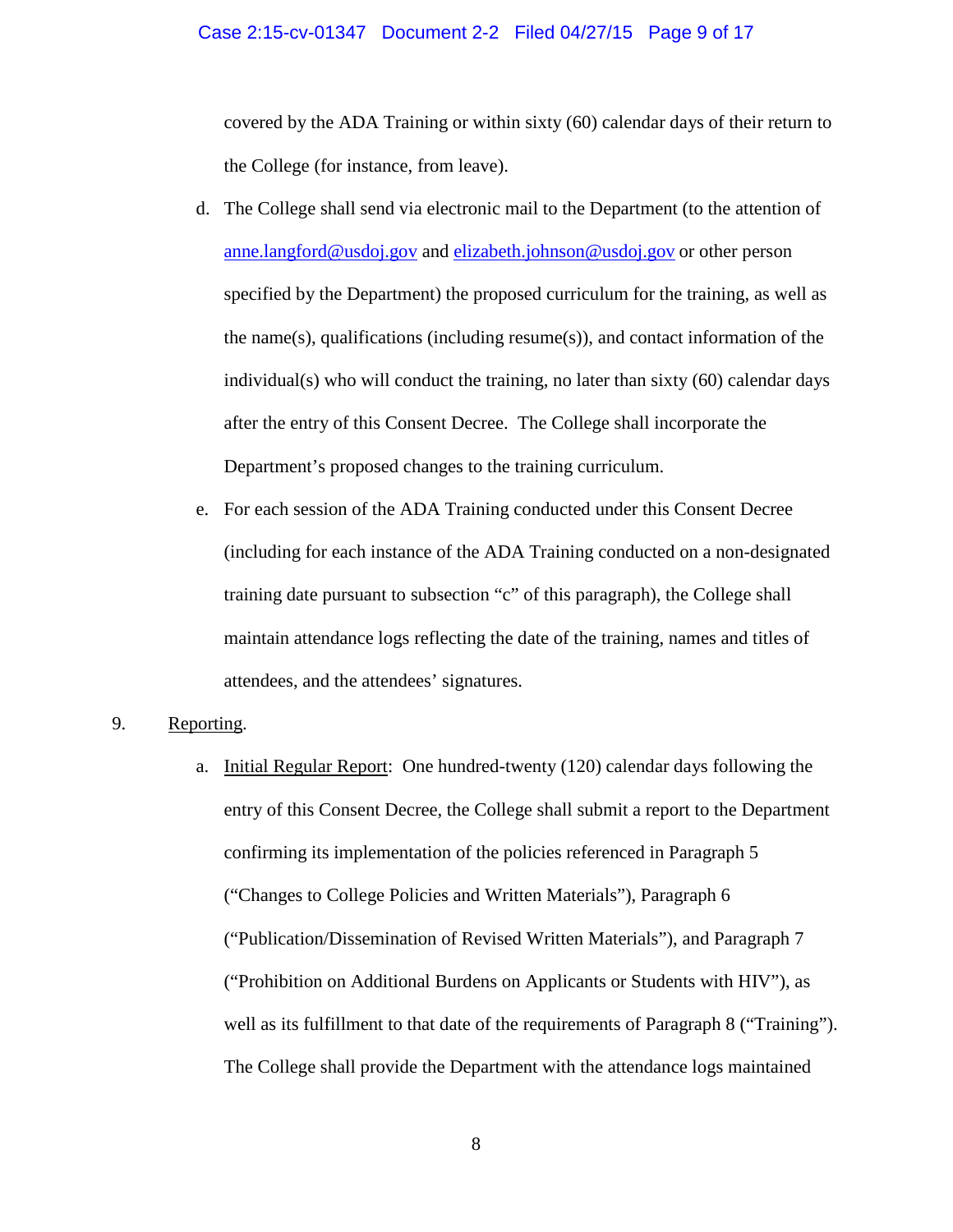covered by the ADA Training or within sixty (60) calendar days of their return to the College (for instance, from leave).

d. The College shall send via electronic mail to the Department (to the attention of anne.langford@usdoj.gov and elizabeth.johnson@usdoj.gov or other person specified by the Department) the proposed curriculum for the training, as well as the name(s), qualifications (including resume(s)), and contact information of the individual(s) who will conduct the training, no later than sixty (60) calendar days after the entry of this Consent Decree. The College shall incorporate the Department's proposed changes to the training curriculum.

e. For each session of the ADA Training conducted under this Consent Decree (including for each instance of the ADA Training conducted on a non-designated training date pursuant to subsection "c" of this paragraph), the College shall maintain attendance logs reflecting the date of the training, names and titles of attendees, and the attendees' signatures.

9. Reporting.

a. Initial Regular Report: One hundred-twenty (120) calendar days following the entry of this Consent Decree, the College shall submit a report to the Department confirming its implementation of the policies referenced in Paragraph 5 ("Changes to College Policies and Written Materials"), Paragraph 6 ("Publication/Dissemination of Revised Written Materials"), and Paragraph 7 ("Prohibition on Additional Burdens on Applicants or Students with HIV"), as well as its fulfillment to that date of the requirements of Paragraph 8 ("Training"). The College shall provide the Department with the attendance logs maintained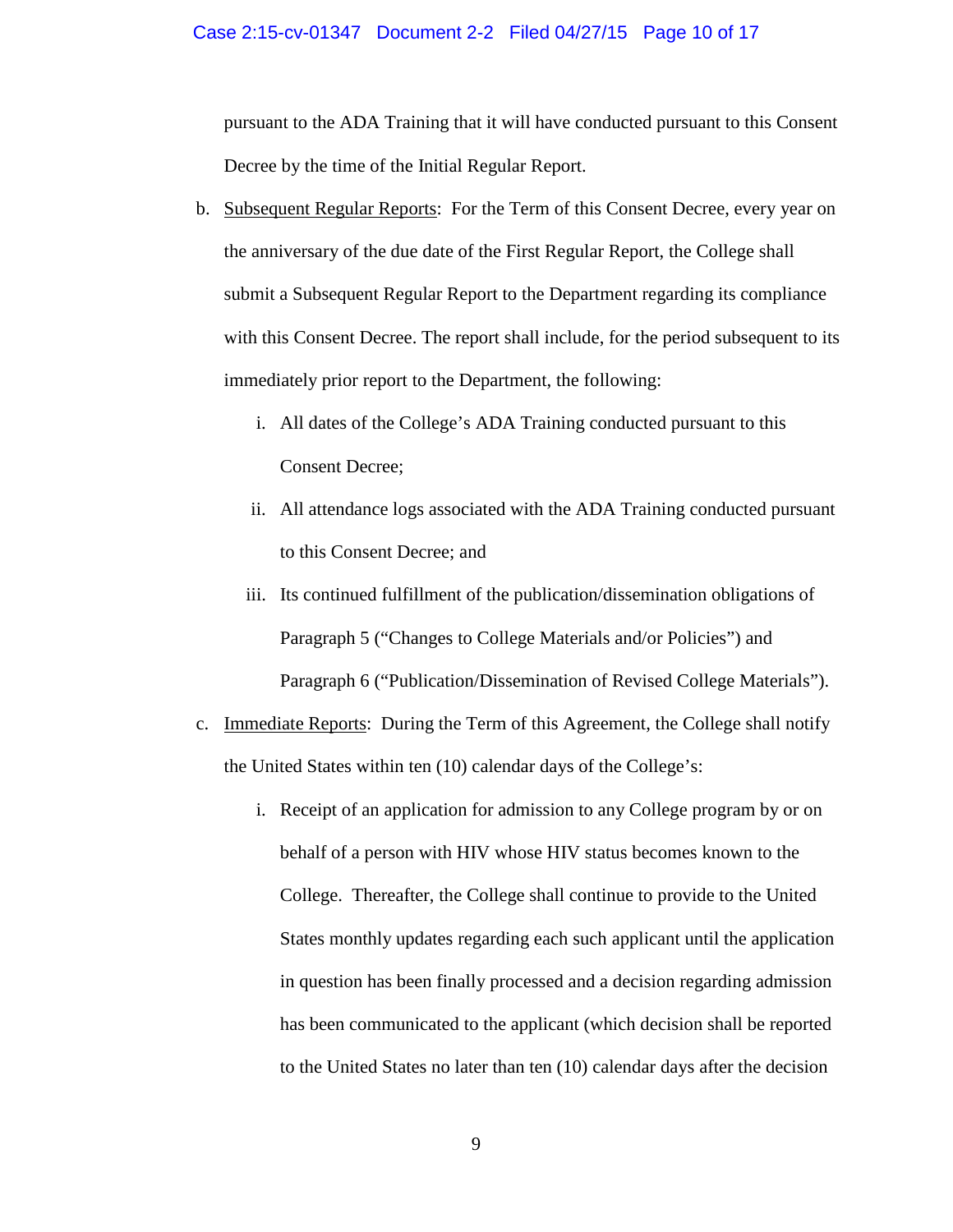pursuant to the ADA Training that it will have conducted pursuant to this Consent Decree by the time of the Initial Regular Report.

b. Subsequent Regular Reports: For the Term of this Consent Decree, every year on the anniversary of the due date of the First Regular Report, the College shall submit a Subsequent Regular Report to the Department regarding its compliance with this Consent Decree. The report shall include, for the period subsequent to its immediately prior report to the Department, the following:

   i. All dates of the College's ADA Training conducted pursuant to this Consent Decree;

   ii. All attendance logs associated with the ADA Training conducted pursuant to this Consent Decree; and

   iii. Its continued fulfillment of the publication/dissemination obligations of Paragraph 5 ("Changes to College Materials and/or Policies") and Paragraph 6 ("Publication/Dissemination of Revised College Materials").

c. Immediate Reports: During the Term of this Agreement, the College shall notify the United States within ten (10) calendar days of the College's:

   i. Receipt of an application for admission to any College program by or on behalf of a person with HIV whose HIV status becomes known to the College. Thereafter, the College shall continue to provide to the United States monthly updates regarding each such applicant until the application in question has been finally processed and a decision regarding admission has been communicated to the applicant (which decision shall be reported to the United States no later than ten (10) calendar days after the decision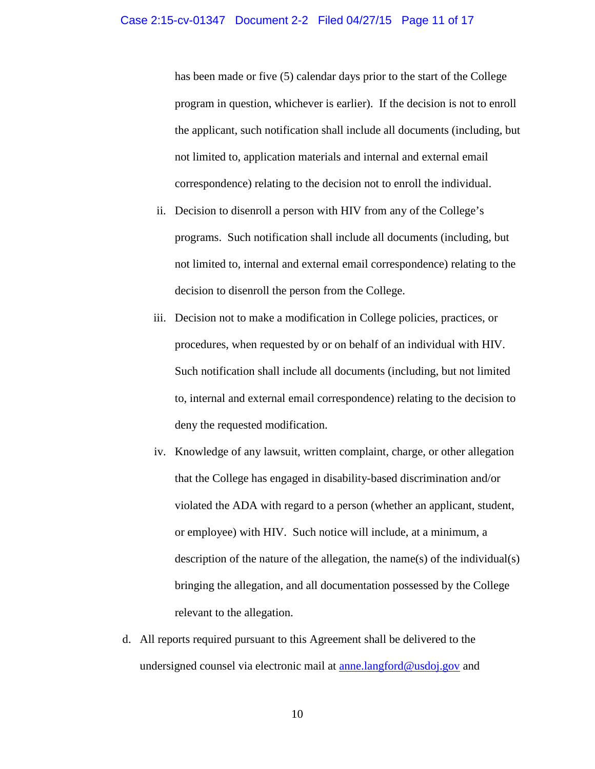has been made or five (5) calendar days prior to the start of the College program in question, whichever is earlier). If the decision is not to enroll the applicant, such notification shall include all documents (including, but not limited to, application materials and internal and external email correspondence) relating to the decision not to enroll the individual.

ii. Decision to disenroll a person with HIV from any of the College's programs. Such notification shall include all documents (including, but not limited to, internal and external email correspondence) relating to the decision to disenroll the person from the College.

iii. Decision not to make a modification in College policies, practices, or procedures, when requested by or on behalf of an individual with HIV. Such notification shall include all documents (including, but not limited to, internal and external email correspondence) relating to the decision to deny the requested modification.

iv. Knowledge of any lawsuit, written complaint, charge, or other allegation that the College has engaged in disability-based discrimination and/or violated the ADA with regard to a person (whether an applicant, student, or employee) with HIV. Such notice will include, at a minimum, a description of the nature of the allegation, the name(s) of the individual(s) bringing the allegation, and all documentation possessed by the College relevant to the allegation.

d. All reports required pursuant to this Agreement shall be delivered to the undersigned counsel via electronic mail at anne.langford@usdoj.gov and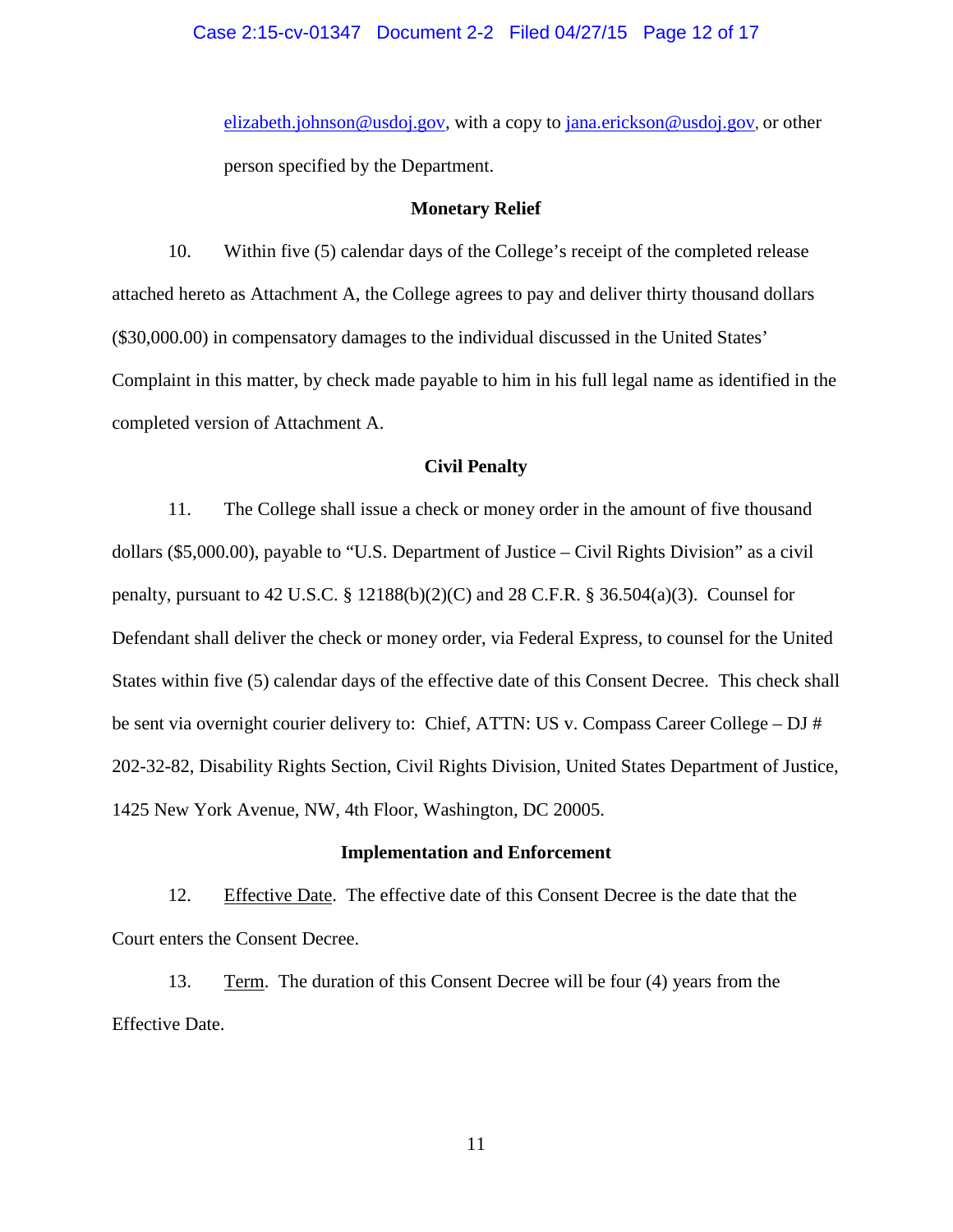elizabeth.johnson@usdoj.gov, with a copy to jana.erickson@usdoj.gov, or other person specified by the Department.

**Monetary Relief**

10. Within five (5) calendar days of the College's receipt of the completed release attached hereto as Attachment A, the College agrees to pay and deliver thirty thousand dollars ($30,000.00) in compensatory damages to the individual discussed in the United States' Complaint in this matter, by check made payable to him in his full legal name as identified in the completed version of Attachment A.

**Civil Penalty**

11. The College shall issue a check or money order in the amount of five thousand dollars ($5,000.00), payable to "U.S. Department of Justice – Civil Rights Division" as a civil penalty, pursuant to 42 U.S.C. § 12188(b)(2)(C) and 28 C.F.R. § 36.504(a)(3). Counsel for Defendant shall deliver the check or money order, via Federal Express, to counsel for the United States within five (5) calendar days of the effective date of this Consent Decree. This check shall be sent via overnight courier delivery to: Chief, ATTN: US v. Compass Career College – DJ # 202-32-82, Disability Rights Section, Civil Rights Division, United States Department of Justice, 1425 New York Avenue, NW, 4th Floor, Washington, DC 20005.

**Implementation and Enforcement**

12. Effective Date. The effective date of this Consent Decree is the date that the Court enters the Consent Decree.

13. Term. The duration of this Consent Decree will be four (4) years from the Effective Date.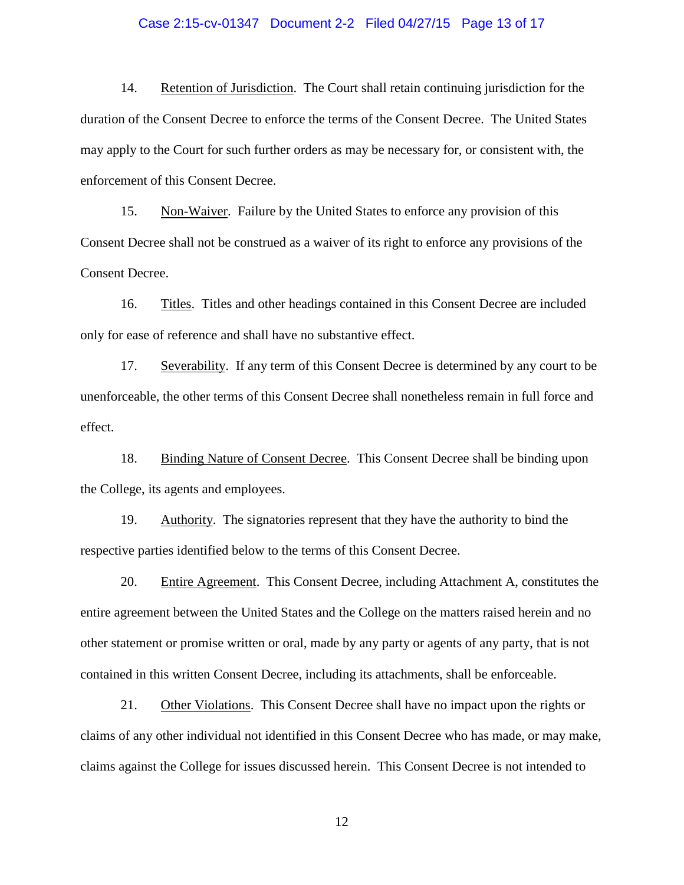14. Retention of Jurisdiction. The Court shall retain continuing jurisdiction for the duration of the Consent Decree to enforce the terms of the Consent Decree. The United States may apply to the Court for such further orders as may be necessary for, or consistent with, the enforcement of this Consent Decree.

15. Non-Waiver. Failure by the United States to enforce any provision of this Consent Decree shall not be construed as a waiver of its right to enforce any provisions of the Consent Decree.

16. Titles. Titles and other headings contained in this Consent Decree are included only for ease of reference and shall have no substantive effect.

17. Severability. If any term of this Consent Decree is determined by any court to be unenforceable, the other terms of this Consent Decree shall nonetheless remain in full force and effect.

18. Binding Nature of Consent Decree. This Consent Decree shall be binding upon the College, its agents and employees.

19. Authority. The signatories represent that they have the authority to bind the respective parties identified below to the terms of this Consent Decree.

20. Entire Agreement. This Consent Decree, including Attachment A, constitutes the entire agreement between the United States and the College on the matters raised herein and no other statement or promise written or oral, made by any party or agents of any party, that is not contained in this written Consent Decree, including its attachments, shall be enforceable.

21. Other Violations. This Consent Decree shall have no impact upon the rights or claims of any other individual not identified in this Consent Decree who has made, or may make, claims against the College for issues discussed herein. This Consent Decree is not intended to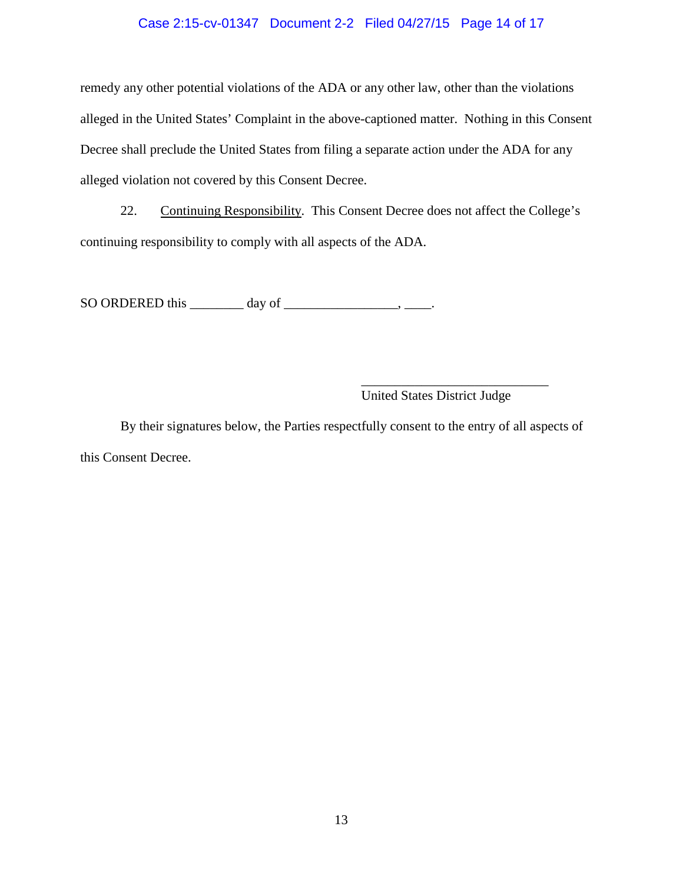remedy any other potential violations of the ADA or any other law, other than the violations alleged in the United States' Complaint in the above-captioned matter. Nothing in this Consent Decree shall preclude the United States from filing a separate action under the ADA for any alleged violation not covered by this Consent Decree.

22. Continuing Responsibility. This Consent Decree does not affect the College's continuing responsibility to comply with all aspects of the ADA.

SO ORDERED this ________ day of _________________, ____.

_____________________________
United States District Judge

By their signatures below, the Parties respectfully consent to the entry of all aspects of this Consent Decree.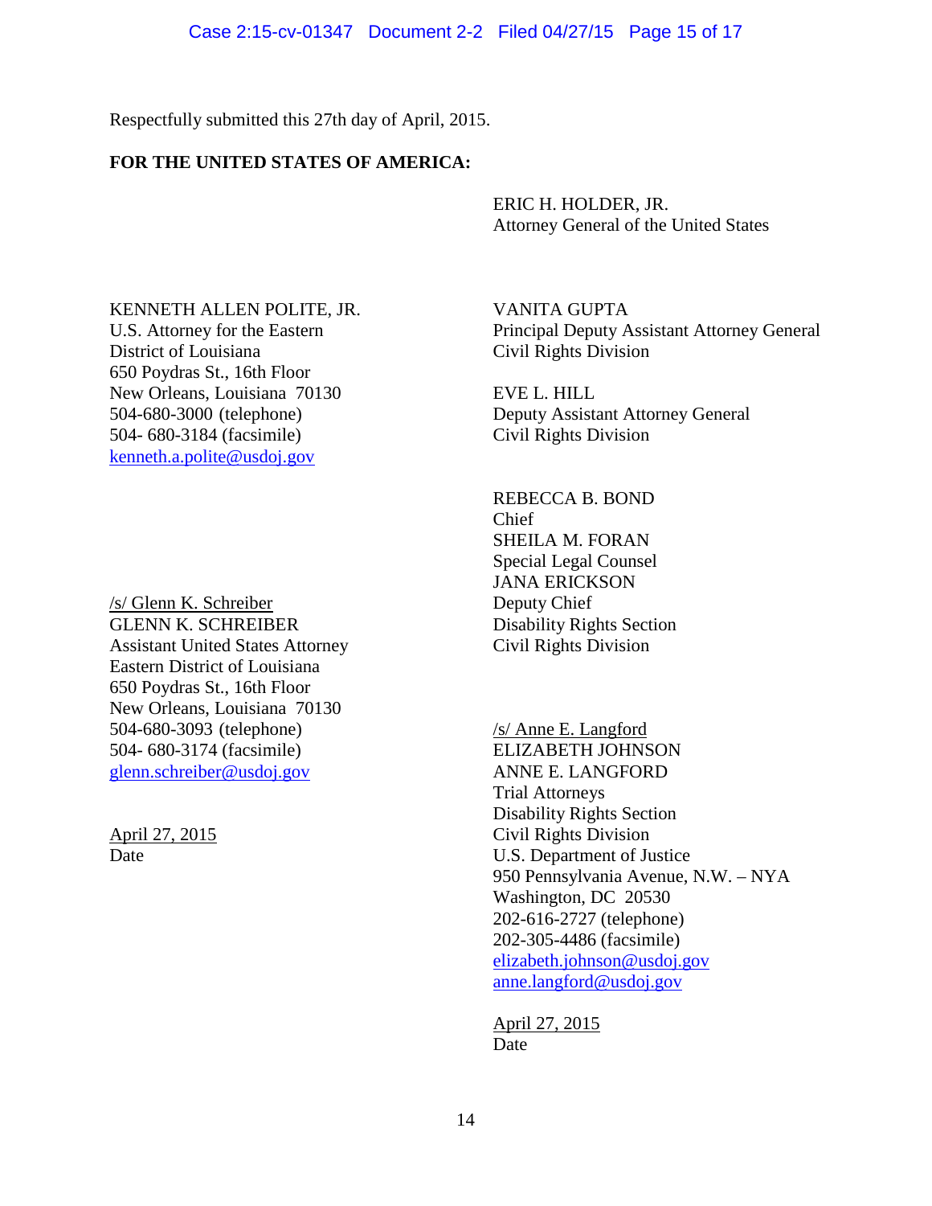Respectfully submitted this 27th day of April, 2015.

**FOR THE UNITED STATES OF AMERICA:**

ERIC H. HOLDER, JR.
Attorney General of the United States

KENNETH ALLEN POLITE, JR.
U.S. Attorney for the Eastern District of Louisiana
650 Poydras St., 16th Floor
New Orleans, Louisiana 70130
504-680-3000 (telephone)
504- 680-3184 (facsimile)
kenneth.a.polite@usdoj.gov

VANITA GUPTA
Principal Deputy Assistant Attorney General
Civil Rights Division

EVE L. HILL
Deputy Assistant Attorney General
Civil Rights Division

REBECCA B. BOND
Chief
SHEILA M. FORAN
Special Legal Counsel
JANA ERICKSON
Deputy Chief
Disability Rights Section
Civil Rights Division

/s/ Glenn K. Schreiber
GLENN K. SCHREIBER
Assistant United States Attorney
Eastern District of Louisiana
650 Poydras St., 16th Floor
New Orleans, Louisiana 70130
504-680-3093 (telephone)
504- 680-3174 (facsimile)
glenn.schreiber@usdoj.gov

April 27, 2015
Date

/s/ Anne E. Langford
ELIZABETH JOHNSON
ANNE E. LANGFORD
Trial Attorneys
Disability Rights Section
Civil Rights Division
U.S. Department of Justice
950 Pennsylvania Avenue, N.W. – NYA
Washington, DC 20530
202-616-2727 (telephone)
202-305-4486 (facsimile)
elizabeth.johnson@usdoj.gov
anne.langford@usdoj.gov

April 27, 2015
Date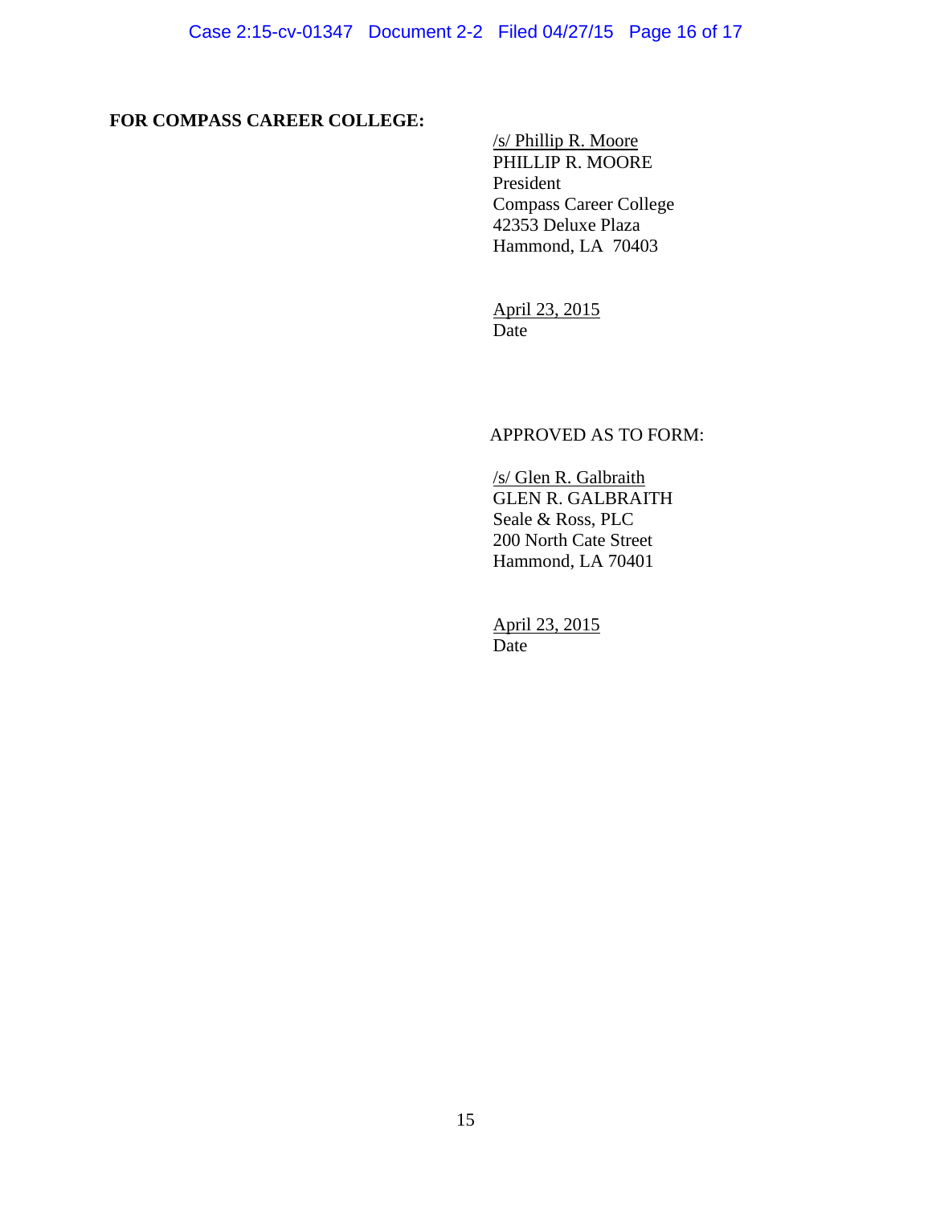**FOR COMPASS CAREER COLLEGE:**

/s/ Phillip R. Moore
PHILLIP R. MOORE
President
Compass Career College
42353 Deluxe Plaza
Hammond, LA 70403

April 23, 2015
Date

APPROVED AS TO FORM:

/s/ Glen R. Galbraith
GLEN R. GALBRAITH
Seale & Ross, PLC
200 North Cate Street
Hammond, LA 70401

April 23, 2015
Date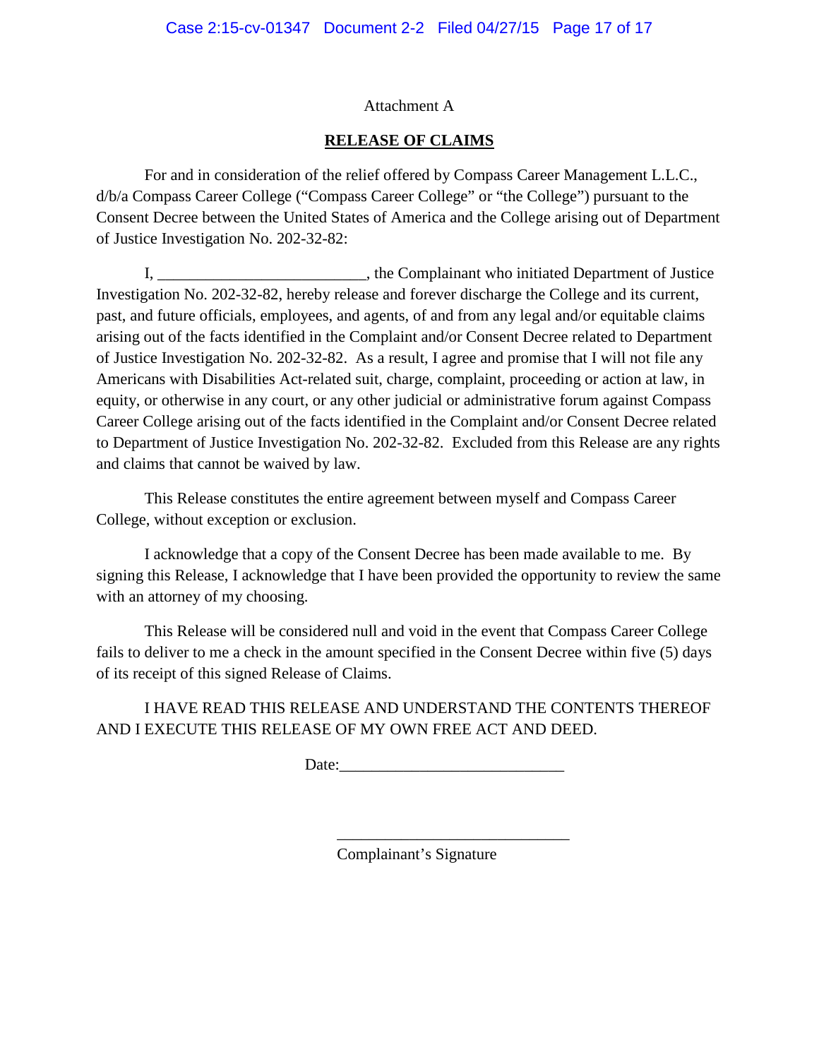Attachment A

## **RELEASE OF CLAIMS**

For and in consideration of the relief offered by Compass Career Management L.L.C., d/b/a Compass Career College ("Compass Career College" or "the College") pursuant to the Consent Decree between the United States of America and the College arising out of Department of Justice Investigation No. 202-32-82:

I, __________________________, the Complainant who initiated Department of Justice Investigation No. 202-32-82, hereby release and forever discharge the College and its current, past, and future officials, employees, and agents, of and from any legal and/or equitable claims arising out of the facts identified in the Complaint and/or Consent Decree related to Department of Justice Investigation No. 202-32-82. As a result, I agree and promise that I will not file any Americans with Disabilities Act-related suit, charge, complaint, proceeding or action at law, in equity, or otherwise in any court, or any other judicial or administrative forum against Compass Career College arising out of the facts identified in the Complaint and/or Consent Decree related to Department of Justice Investigation No. 202-32-82. Excluded from this Release are any rights and claims that cannot be waived by law.

This Release constitutes the entire agreement between myself and Compass Career College, without exception or exclusion.

I acknowledge that a copy of the Consent Decree has been made available to me. By signing this Release, I acknowledge that I have been provided the opportunity to review the same with an attorney of my choosing.

This Release will be considered null and void in the event that Compass Career College fails to deliver to me a check in the amount specified in the Consent Decree within five (5) days of its receipt of this signed Release of Claims.

I HAVE READ THIS RELEASE AND UNDERSTAND THE CONTENTS THEREOF AND I EXECUTE THIS RELEASE OF MY OWN FREE ACT AND DEED.

Date:____________________________

______________________________
Complainant's Signature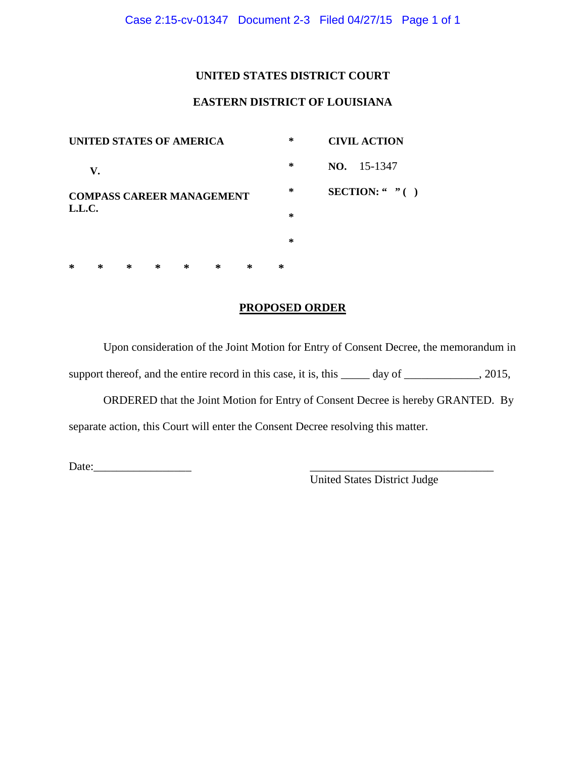**UNITED STATES DISTRICT COURT**

**EASTERN DISTRICT OF LOUISIANA**

| | | |
|---|---|---|
| **UNITED STATES OF AMERICA** | * | **CIVIL ACTION** |
| **V.** | * | **NO.** 15-1347 |
| **COMPASS CAREER MANAGEMENT L.L.C.** | * | **SECTION: " " ( )** |
| | * | |
| | * | |

*   *   *   *   *   *   *   *

## PROPOSED ORDER

Upon consideration of the Joint Motion for Entry of Consent Decree, the memorandum in support thereof, and the entire record in this case, it is, this _____ day of _____________, 2015,

ORDERED that the Joint Motion for Entry of Consent Decree is hereby GRANTED. By separate action, this Court will enter the Consent Decree resolving this matter.

Date:_________________

_________________________________
United States District Judge